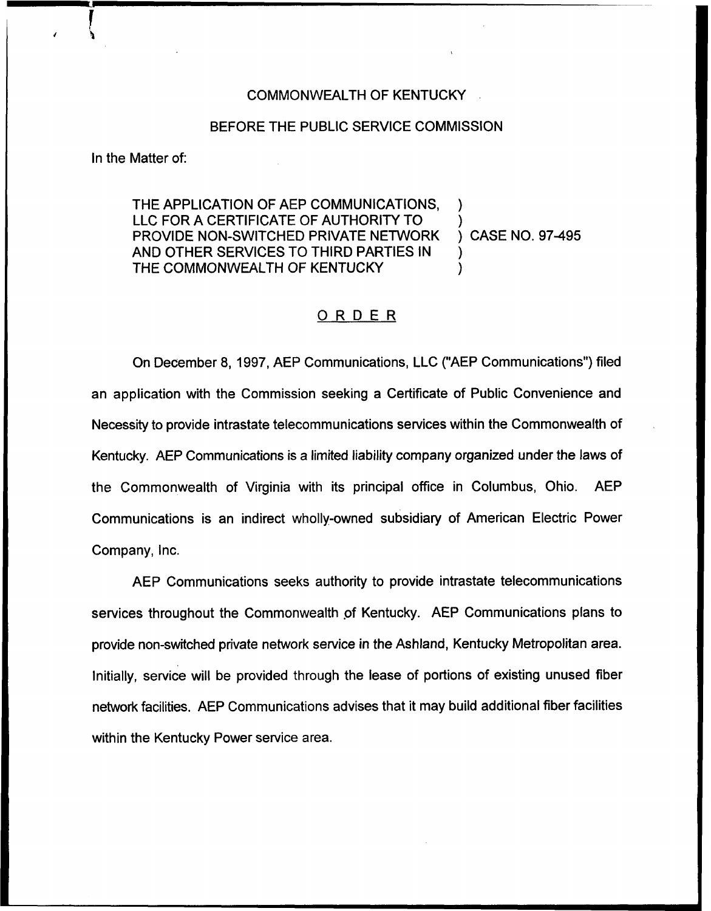COMMONWEALTH OF KENTUCKY

BEFORE THE PUBLIC SERVICE COMMISSION

In the Matter of:

THE APPLICATION OF AEP COMMUNICATIONS, LLC FOR A CERTIFICATE OF AUTHORITY TO PROVIDE NON-SWITCHED PRIVATE NETWORK AND OTHER SERVICES TO THIRD PARTIES IN THE COMMONWEALTH OF KENTUCKY ) CASE NO. 97-495

# ORDER

On December 8, 1997, AEP Communications, LLC ("AEP Communications") filed an application with the Commission seeking a Certificate of Public Convenience and Necessity to provide intrastate telecommunications services within the Commonwealth of Kentucky. AEP Communications is a limited liability company organized under the laws of the Commonwealth of Virginia with its principal office in Columbus, Ohio. AEP Communications is an indirect wholly-owned subsidiary of American Electric Power Company, Inc.

AEP Communications seeks authority to provide intrastate telecommunications services throughout the Commonwealth of Kentucky. AEP Communications plans to provide non-switched private network service in the Ashland, Kentucky Metropolitan area. Initially, service will be provided through the lease of portions of existing unused fiber network facilities. AEP Communications advises that it may build additional fiber facilities within the Kentucky Power service area.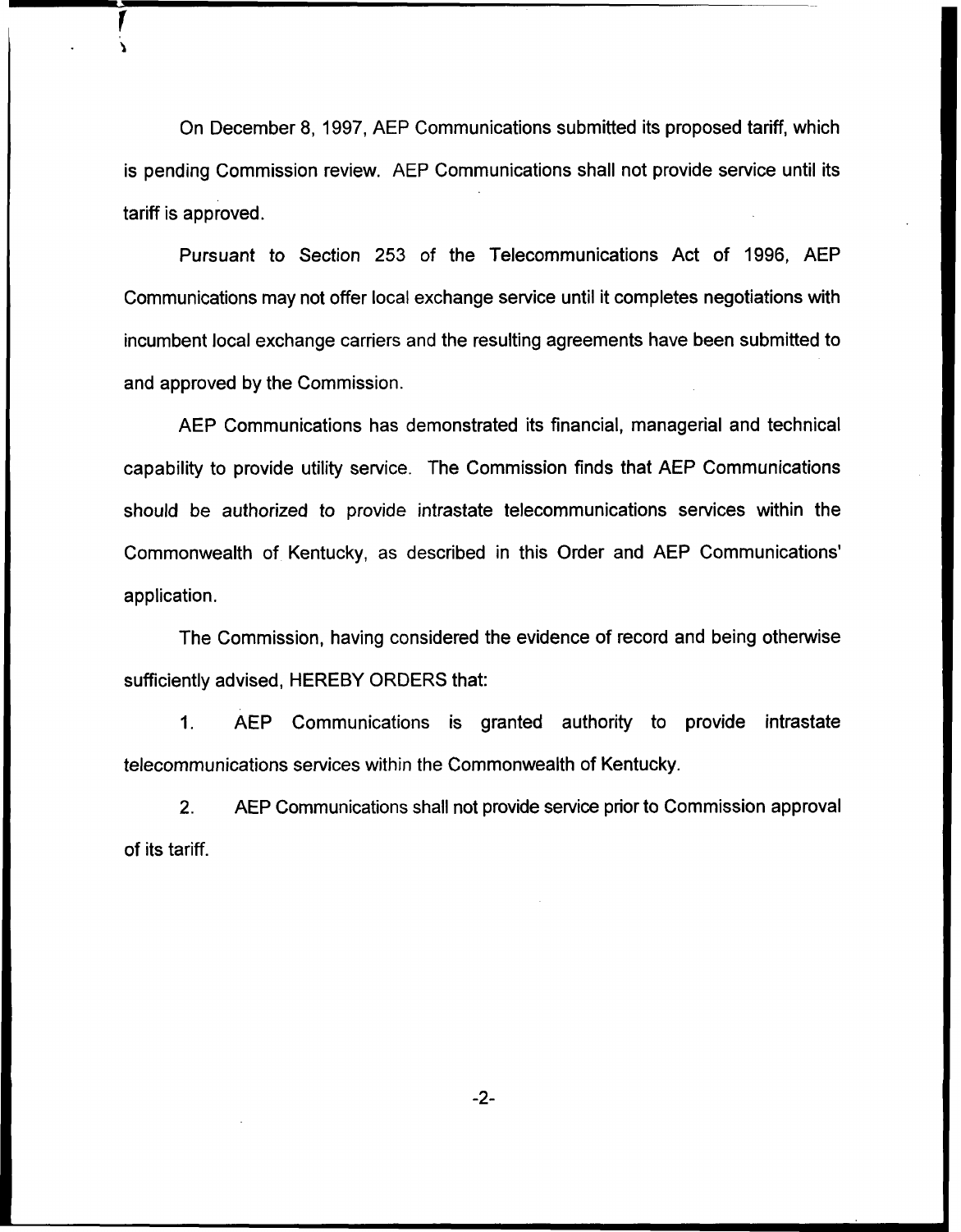On December 8, 1997, AEP Communications submitted its proposed tariff, which is pending Commission review. AEP Communications shall not provide service until its tariff is approved.

Pursuant to Section 253 of the Telecommunications Act of 1996, AEP Communications may not offer local exchange service until it completes negotiations with incumbent local exchange carriers and the resulting agreements have been submitted to and approved by the Commission.

AEP Communications has demonstrated its financial, managerial and technical capability to provide utility service. The Commission finds that AEP Communications should be authorized to provide intrastate telecommunications services within the Commonwealth of Kentucky, as described in this Order and AEP Communications' application.

The Commission, having considered the evidence of record and being otherwise sufficiently advised, HEREBY ORDERS that:

1. AEP Communications is granted authority to provide intrastate telecommunications services within the Commonwealth of Kentucky.

2. AEP Communications shall not provide service prior to Commission approval of its tariff.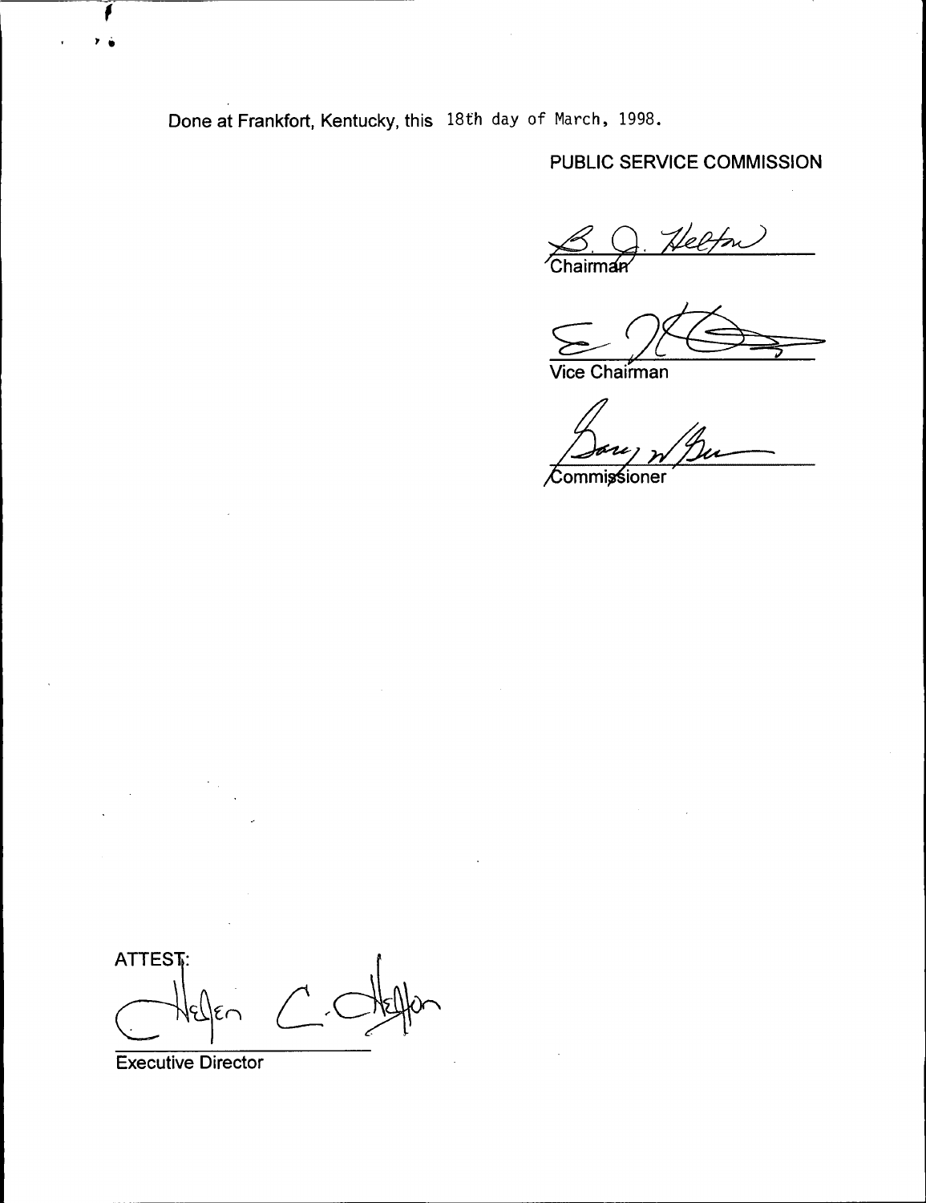Done at Frankfort, Kentucky, this 18th day of March, 1998.

PUBLIC SERVICE COMMISSION

Chairman

Vice Chairman

Commissioner

ATTEST:

Executive Director